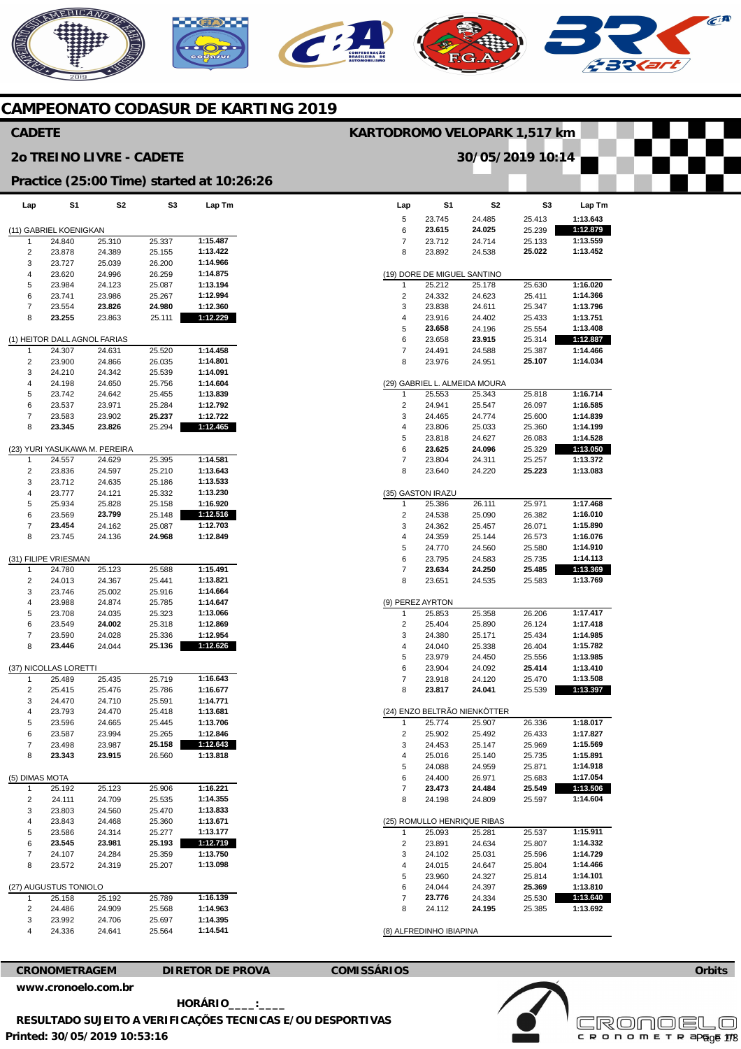# CAMPEONATO CODASUR DE KARTING 2019

## CADETE

**KARTODROMO VELOPARK 1,517 km**

## 2o TREINO LIVRE - CADETE

**30/05/2019 10:14**

### Practice (25:00 Time) started at 10:26:26

| Lap | S1 | S2 | S3 | Lap Tm |
|---|---|---|---|---|
| **(11) GABRIEL KOENIGKAN** | | | | |
| 1 | 24.840 | 25.310 | 25.337 | 1:15.487 |
| 2 | 23.878 | 24.389 | 25.155 | 1:13.422 |
| 3 | 23.727 | 25.039 | 26.200 | 1:14.966 |
| 4 | 23.620 | 24.996 | 26.259 | 1:14.875 |
| 5 | 23.984 | 24.123 | 25.087 | 1:13.194 |
| 6 | 23.741 | 23.986 | 25.267 | 1:12.994 |
| 7 | 23.554 | **23.826** | **24.980** | 1:12.360 |
| 8 | **23.255** | 23.863 | 25.111 | **1:12.229** |
| **(1) HEITOR DALL AGNOL FARIAS** | | | | |
| 1 | 24.307 | 24.631 | 25.520 | 1:14.458 |
| 2 | 23.900 | 24.866 | 26.035 | 1:14.801 |
| 3 | 24.210 | 24.342 | 25.539 | 1:14.091 |
| 4 | 24.198 | 24.650 | 25.756 | 1:14.604 |
| 5 | 23.742 | 24.642 | 25.455 | 1:13.839 |
| 6 | 23.537 | 23.971 | 25.284 | 1:12.792 |
| 7 | 23.583 | 23.902 | **25.237** | 1:12.722 |
| 8 | **23.345** | **23.826** | 25.294 | **1:12.465** |
| **(23) YURI YASUKAWA M. PEREIRA** | | | | |
| 1 | 24.557 | 24.629 | 25.395 | 1:14.581 |
| 2 | 23.836 | 24.597 | 25.210 | 1:13.643 |
| 3 | 23.712 | 24.635 | 25.186 | 1:13.533 |
| 4 | 23.777 | 24.121 | 25.332 | 1:13.230 |
| 5 | 25.934 | 25.828 | 25.158 | 1:16.920 |
| 6 | 23.569 | **23.799** | 25.148 | **1:12.516** |
| 7 | **23.454** | 24.162 | 25.087 | 1:12.703 |
| 8 | 23.745 | 24.136 | **24.968** | 1:12.849 |
| **(31) FILIPE VRIESMAN** | | | | |
| 1 | 24.780 | 25.123 | 25.588 | 1:15.491 |
| 2 | 24.013 | 24.367 | 25.441 | 1:13.821 |
| 3 | 23.746 | 25.002 | 25.916 | 1:14.664 |
| 4 | 23.988 | 24.874 | 25.785 | 1:14.647 |
| 5 | 23.708 | 24.035 | 25.323 | 1:13.066 |
| 6 | 23.549 | **24.002** | 25.318 | 1:12.869 |
| 7 | 23.590 | 24.028 | 25.336 | 1:12.954 |
| 8 | **23.446** | 24.044 | **25.136** | **1:12.626** |
| **(37) NICOLLAS LORETTI** | | | | |
| 1 | 25.489 | 25.435 | 25.719 | 1:16.643 |
| 2 | 25.415 | 25.476 | 25.786 | 1:16.677 |
| 3 | 24.470 | 24.710 | 25.591 | 1:14.771 |
| 4 | 23.793 | 24.470 | 25.418 | 1:13.681 |
| 5 | 23.596 | 24.665 | 25.445 | 1:13.706 |
| 6 | 23.587 | 23.994 | 25.265 | 1:12.846 |
| 7 | 23.498 | 23.987 | **25.158** | **1:12.643** |
| 8 | **23.343** | **23.915** | 26.560 | 1:13.818 |
| **(5) DIMAS MOTA** | | | | |
| 1 | 25.192 | 25.123 | 25.906 | 1:16.221 |
| 2 | 24.111 | 24.709 | 25.535 | 1:14.355 |
| 3 | 23.803 | 24.560 | 25.470 | 1:13.833 |
| 4 | 23.843 | 24.468 | 25.360 | 1:13.671 |
| 5 | 23.586 | 24.314 | 25.277 | 1:13.177 |
| 6 | **23.545** | **23.981** | **25.193** | **1:12.719** |
| 7 | 24.107 | 24.284 | 25.359 | 1:13.750 |
| 8 | 23.572 | 24.319 | 25.207 | 1:13.098 |
| **(27) AUGUSTUS TONIOLO** | | | | |
| 1 | 25.158 | 25.192 | 25.789 | 1:16.139 |
| 2 | 24.486 | 24.909 | 25.568 | 1:14.963 |
| 3 | 23.992 | 24.706 | 25.697 | 1:14.395 |
| 4 | 24.336 | 24.641 | 25.564 | 1:14.541 |
| 5 | 23.745 | 24.485 | 25.413 | 1:13.643 |
| 6 | **23.615** | **24.025** | 25.239 | **1:12.879** |
| 7 | 23.712 | 24.714 | 25.133 | 1:13.559 |
| 8 | 23.892 | 24.538 | **25.022** | 1:13.452 |
| **(19) DORE DE MIGUEL SANTINO** | | | | |
| 1 | 25.212 | 25.178 | 25.630 | 1:16.020 |
| 2 | 24.332 | 24.623 | 25.411 | 1:14.366 |
| 3 | 23.838 | 24.611 | 25.347 | 1:13.796 |
| 4 | 23.916 | 24.402 | 25.433 | 1:13.751 |
| 5 | **23.658** | 24.196 | 25.554 | 1:13.408 |
| 6 | 23.658 | **23.915** | 25.314 | **1:12.887** |
| 7 | 24.491 | 24.588 | 25.387 | 1:14.466 |
| 8 | 23.976 | 24.951 | **25.107** | 1:14.034 |
| **(29) GABRIEL L. ALMEIDA MOURA** | | | | |
| 1 | 25.553 | 25.343 | 25.818 | 1:16.714 |
| 2 | 24.941 | 25.547 | 26.097 | 1:16.585 |
| 3 | 24.465 | 24.774 | 25.600 | 1:14.839 |
| 4 | 23.806 | 25.033 | 25.360 | 1:14.199 |
| 5 | 23.818 | 24.627 | 26.083 | 1:14.528 |
| 6 | **23.625** | **24.096** | 25.329 | **1:13.050** |
| 7 | 23.804 | 24.311 | 25.257 | 1:13.372 |
| 8 | 23.640 | 24.220 | **25.223** | 1:13.083 |
| **(35) GASTON IRAZU** | | | | |
| 1 | 25.386 | 26.111 | 25.971 | 1:17.468 |
| 2 | 24.538 | 25.090 | 26.382 | 1:16.010 |
| 3 | 24.362 | 25.457 | 26.071 | 1:15.890 |
| 4 | 24.359 | 25.144 | 26.573 | 1:16.076 |
| 5 | 24.770 | 24.560 | 25.580 | 1:14.910 |
| 6 | 23.795 | 24.583 | 25.735 | 1:14.113 |
| 7 | **23.634** | **24.250** | **25.485** | **1:13.369** |
| 8 | 23.651 | 24.535 | 25.583 | 1:13.769 |
| **(9) PEREZ AYRTON** | | | | |
| 1 | 25.853 | 25.358 | 26.206 | 1:17.417 |
| 2 | 25.404 | 25.890 | 26.124 | 1:17.418 |
| 3 | 24.380 | 25.171 | 25.434 | 1:14.985 |
| 4 | 24.040 | 25.338 | 26.404 | 1:15.782 |
| 5 | 23.979 | 24.450 | 25.556 | 1:13.985 |
| 6 | 23.904 | 24.092 | **25.414** | 1:13.410 |
| 7 | 23.918 | 24.120 | 25.470 | 1:13.508 |
| 8 | **23.817** | **24.041** | 25.539 | **1:13.397** |
| **(24) ENZO BELTRÃO NIENKÖTTER** | | | | |
| 1 | 25.774 | 25.907 | 26.336 | 1:18.017 |
| 2 | 25.902 | 25.492 | 26.433 | 1:17.827 |
| 3 | 24.453 | 25.147 | 25.969 | 1:15.569 |
| 4 | 25.016 | 25.140 | 25.735 | 1:15.891 |
| 5 | 24.088 | 24.959 | 25.871 | 1:14.918 |
| 6 | 24.400 | 26.971 | 25.683 | 1:17.054 |
| 7 | **23.473** | **24.484** | **25.549** | **1:13.506** |
| 8 | 24.198 | 24.809 | 25.597 | 1:14.604 |
| **(25) ROMULLO HENRIQUE RIBAS** | | | | |
| 1 | 25.093 | 25.281 | 25.537 | 1:15.911 |
| 2 | 23.891 | 24.634 | 25.807 | 1:14.332 |
| 3 | 24.102 | 25.031 | 25.596 | 1:14.729 |
| 4 | 24.015 | 24.647 | 25.804 | 1:14.466 |
| 5 | 23.960 | 24.327 | 25.814 | 1:14.101 |
| 6 | 24.044 | 24.397 | **25.369** | 1:13.810 |
| 7 | **23.776** | 24.334 | 25.530 | **1:13.640** |
| 8 | 24.112 | **24.195** | 25.385 | 1:13.692 |
| **(8) ALFREDINHO IBIAPINA** | | | | |

**CRONOMETRAGEM** | **DIRETOR DE PROVA** | **COMISSÁRIOS** | **Orbits**

www.cronoelo.com.br

**HORÁRIO____:____**

**RESULTADO SUJEITO A VERIFICAÇÕES TECNICAS E/OU DESPORTIVAS**

**Printed: 30/05/2019 10:53:16**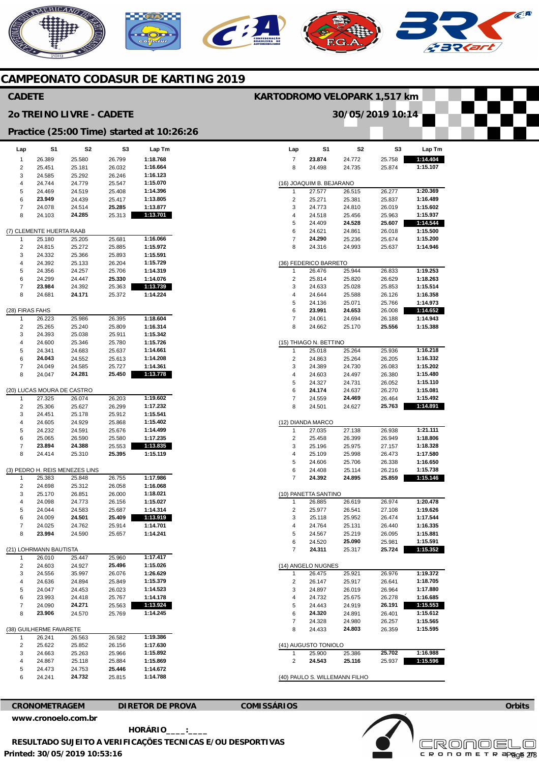# CAMPEONATO CODASUR DE KARTING 2019

## CADETE

**KARTODROMO VELOPARK 1,517 km**

## 2o TREINO LIVRE - CADETE

**30/05/2019 10:14**

### Practice (25:00 Time) started at 10:26:26

| Lap | S1 | S2 | S3 | Lap Tm |
|---|---|---|---|---|
| 1 | 26.389 | 25.580 | 26.799 | 1:18.768 |
| 2 | 25.451 | 25.181 | 26.032 | 1:16.664 |
| 3 | 24.585 | 25.292 | 26.246 | 1:16.123 |
| 4 | 24.744 | 24.779 | 25.547 | 1:15.070 |
| 5 | 24.469 | 24.519 | 25.408 | 1:14.396 |
| 6 | **23.949** | 24.439 | 25.417 | 1:13.805 |
| 7 | 24.078 | 24.514 | **25.285** | 1:13.877 |
| 8 | 24.103 | **24.285** | 25.313 | **1:13.701** |

(7) CLEMENTE HUERTA RAAB

| Lap | S1 | S2 | S3 | Lap Tm |
|---|---|---|---|---|
| 1 | 25.180 | 25.205 | 25.681 | 1:16.066 |
| 2 | 24.815 | 25.272 | 25.885 | 1:15.972 |
| 3 | 24.332 | 25.366 | 25.893 | 1:15.591 |
| 4 | 24.392 | 25.133 | 26.204 | 1:15.729 |
| 5 | 24.356 | 24.257 | 25.706 | 1:14.319 |
| 6 | 24.299 | 24.447 | **25.330** | 1:14.076 |
| 7 | **23.984** | 24.392 | 25.363 | **1:13.739** |
| 8 | 24.681 | **24.171** | 25.372 | 1:14.224 |

(28) FIRAS FAHS

| Lap | S1 | S2 | S3 | Lap Tm |
|---|---|---|---|---|
| 1 | 26.223 | 25.986 | 26.395 | 1:18.604 |
| 2 | 25.265 | 25.240 | 25.809 | 1:16.314 |
| 3 | 24.393 | 25.038 | 25.911 | 1:15.342 |
| 4 | 24.600 | 25.346 | 25.780 | 1:15.726 |
| 5 | 24.341 | 24.683 | 25.637 | 1:14.661 |
| 6 | **24.043** | 24.552 | 25.613 | 1:14.208 |
| 7 | 24.049 | 24.585 | 25.727 | 1:14.361 |
| 8 | 24.047 | **24.281** | **25.450** | **1:13.778** |

(20) LUCAS MOURA DE CASTRO

| Lap | S1 | S2 | S3 | Lap Tm |
|---|---|---|---|---|
| 1 | 27.325 | 26.074 | 26.203 | 1:19.602 |
| 2 | 25.306 | 25.627 | 26.299 | 1:17.232 |
| 3 | 24.451 | 25.178 | 25.912 | 1:15.541 |
| 4 | 24.605 | 24.929 | 25.868 | 1:15.402 |
| 5 | 24.232 | 24.591 | 25.676 | 1:14.499 |
| 6 | 25.065 | 26.590 | 25.580 | 1:17.235 |
| 7 | **23.894** | **24.388** | 25.553 | **1:13.835** |
| 8 | 24.414 | 25.310 | **25.395** | 1:15.119 |

(3) PEDRO H. REIS MENEZES LINS

| Lap | S1 | S2 | S3 | Lap Tm |
|---|---|---|---|---|
| 1 | 25.383 | 25.848 | 26.755 | 1:17.986 |
| 2 | 24.698 | 25.312 | 26.058 | 1:16.068 |
| 3 | 25.170 | 26.851 | 26.000 | 1:18.021 |
| 4 | 24.098 | 24.773 | 26.156 | 1:15.027 |
| 5 | 24.044 | 24.583 | 25.687 | 1:14.314 |
| 6 | 24.009 | **24.501** | **25.409** | **1:13.919** |
| 7 | 24.025 | 24.762 | 25.914 | 1:14.701 |
| 8 | **23.994** | 24.590 | 25.657 | 1:14.241 |

(21) LOHRMANN BAUTISTA

| Lap | S1 | S2 | S3 | Lap Tm |
|---|---|---|---|---|
| 1 | 26.010 | 25.447 | 25.960 | 1:17.417 |
| 2 | 24.603 | 24.927 | **25.496** | 1:15.026 |
| 3 | 24.556 | 35.997 | 26.076 | 1:26.629 |
| 4 | 24.636 | 24.894 | 25.849 | 1:15.379 |
| 5 | 24.047 | 24.453 | 26.023 | 1:14.523 |
| 6 | 23.993 | 24.418 | 25.767 | 1:14.178 |
| 7 | 24.090 | **24.271** | 25.563 | **1:13.924** |
| 8 | **23.906** | 24.570 | 25.769 | 1:14.245 |

(38) GUILHERME FAVARETE

| Lap | S1 | S2 | S3 | Lap Tm |
|---|---|---|---|---|
| 1 | 26.241 | 26.563 | 26.582 | 1:19.386 |
| 2 | 25.622 | 25.852 | 26.156 | 1:17.630 |
| 3 | 24.663 | 25.263 | 25.966 | 1:15.892 |
| 4 | 24.867 | 25.118 | 25.884 | 1:15.869 |
| 5 | 24.473 | 24.753 | **25.446** | 1:14.672 |
| 6 | 24.241 | **24.732** | 25.815 | 1:14.788 |
| 7 | **23.874** | 24.772 | 25.758 | **1:14.404** |
| 8 | 24.498 | 24.735 | 25.874 | 1:15.107 |

(16) JOAQUIM B. BEJARANO

| Lap | S1 | S2 | S3 | Lap Tm |
|---|---|---|---|---|
| 1 | 27.577 | 26.515 | 26.277 | 1:20.369 |
| 2 | 25.271 | 25.381 | 25.837 | 1:16.489 |
| 3 | 24.773 | 24.810 | 26.019 | 1:15.602 |
| 4 | 24.518 | 25.456 | 25.963 | 1:15.937 |
| 5 | 24.409 | **24.528** | **25.607** | **1:14.544** |
| 6 | 24.621 | 24.861 | 26.018 | 1:15.500 |
| 7 | **24.290** | 25.236 | 25.674 | 1:15.200 |
| 8 | 24.316 | 24.993 | 25.637 | 1:14.946 |

(36) FEDERICO BARRETO

| Lap | S1 | S2 | S3 | Lap Tm |
|---|---|---|---|---|
| 1 | 26.476 | 25.944 | 26.833 | 1:19.253 |
| 2 | 25.814 | 25.820 | 26.629 | 1:18.263 |
| 3 | 24.633 | 25.028 | 25.853 | 1:15.514 |
| 4 | 24.644 | 25.588 | 26.126 | 1:16.358 |
| 5 | 24.136 | 25.071 | 25.766 | 1:14.973 |
| 6 | **23.991** | **24.653** | 26.008 | **1:14.652** |
| 7 | 24.061 | 24.694 | 26.188 | 1:14.943 |
| 8 | 24.662 | 25.170 | **25.556** | 1:15.388 |

(15) THIAGO N. BETTINO

| Lap | S1 | S2 | S3 | Lap Tm |
|---|---|---|---|---|
| 1 | 25.018 | 25.264 | 25.936 | 1:16.218 |
| 2 | 24.863 | 25.264 | 26.205 | 1:16.332 |
| 3 | 24.389 | 24.730 | 26.083 | 1:15.202 |
| 4 | 24.603 | 24.497 | 26.380 | 1:15.480 |
| 5 | 24.327 | 24.731 | 26.052 | 1:15.110 |
| 6 | **24.174** | 24.637 | 26.270 | 1:15.081 |
| 7 | 24.559 | **24.469** | 26.464 | 1:15.492 |
| 8 | 24.501 | 24.627 | **25.763** | **1:14.891** |

(12) DIANDA MARCO

| Lap | S1 | S2 | S3 | Lap Tm |
|---|---|---|---|---|
| 1 | 27.035 | 27.138 | 26.938 | 1:21.111 |
| 2 | 25.458 | 26.399 | 26.949 | 1:18.806 |
| 3 | 25.196 | 25.975 | 27.157 | 1:18.328 |
| 4 | 25.109 | 25.998 | 26.473 | 1:17.580 |
| 5 | 24.606 | 25.706 | 26.338 | 1:16.650 |
| 6 | 24.408 | 25.114 | 26.216 | 1:15.738 |
| 7 | **24.392** | **24.895** | **25.859** | **1:15.146** |

(10) PANETTA SANTINO

| Lap | S1 | S2 | S3 | Lap Tm |
|---|---|---|---|---|
| 1 | 26.885 | 26.619 | 26.974 | 1:20.478 |
| 2 | 25.977 | 26.541 | 27.108 | 1:19.626 |
| 3 | 25.118 | 25.952 | 26.474 | 1:17.544 |
| 4 | 24.764 | 25.131 | 26.440 | 1:16.335 |
| 5 | 24.567 | 25.219 | 26.095 | 1:15.881 |
| 6 | 24.520 | **25.090** | 25.981 | 1:15.591 |
| 7 | **24.311** | 25.317 | **25.724** | **1:15.352** |

(14) ANGELO NUGNES

| Lap | S1 | S2 | S3 | Lap Tm |
|---|---|---|---|---|
| 1 | 26.475 | 25.921 | 26.976 | 1:19.372 |
| 2 | 26.147 | 25.917 | 26.641 | 1:18.705 |
| 3 | 24.897 | 26.019 | 26.964 | 1:17.880 |
| 4 | 24.732 | 25.675 | 26.278 | 1:16.685 |
| 5 | 24.443 | 24.919 | **26.191** | **1:15.553** |
| 6 | **24.320** | 24.891 | 26.401 | 1:15.612 |
| 7 | 24.328 | 24.980 | 26.257 | 1:15.565 |
| 8 | 24.433 | **24.803** | 26.359 | 1:15.595 |

(41) AUGUSTO TONIOLO

| Lap | S1 | S2 | S3 | Lap Tm |
|---|---|---|---|---|
| 1 | 25.900 | 25.386 | **25.702** | 1:16.988 |
| 2 | **24.543** | **25.116** | 25.937 | **1:15.596** |

(40) PAULO S. WILLEMANN FILHO

**CRONOMETRAGEM** — **DIRETOR DE PROVA** — **COMISSÁRIOS** — **Orbits**

**www.cronoelo.com.br**

**HORÁRIO____:____**

**RESULTADO SUJEITO A VERIFICAÇÕES TECNICAS E/OU DESPORTIVAS**

**Printed: 30/05/2019 10:53:16**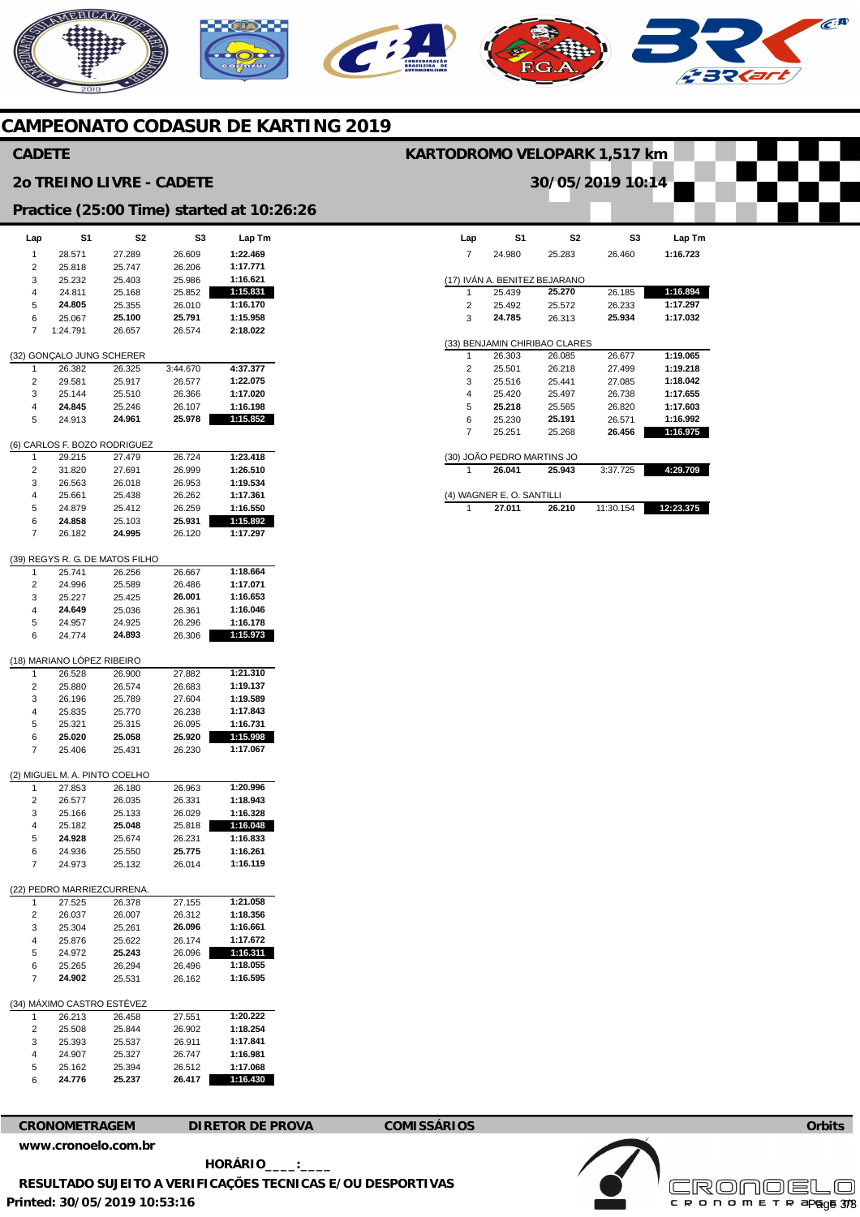# CAMPEONATO CODASUR DE KARTING 2019

## CADETE

**KARTODROMO VELOPARK 1,517 km**

## 2o TREINO LIVRE - CADETE

**30/05/2019 10:14**

### Practice (25:00 Time) started at 10:26:26

| Lap | S1 | S2 | S3 | Lap Tm |
|---|---|---|---|---|
| 1 | 28.571 | 27.289 | 26.609 | **1:22.469** |
| 2 | 25.818 | 25.747 | 26.206 | **1:17.771** |
| 3 | 25.232 | 25.403 | 25.986 | **1:16.621** |
| 4 | 24.811 | 25.168 | 25.852 | **1:15.831** |
| 5 | **24.805** | 25.355 | 26.010 | **1:16.170** |
| 6 | 25.067 | **25.100** | **25.791** | **1:15.958** |
| 7 | 1:24.791 | 26.657 | 26.574 | **2:18.022** |

(32) GONÇALO JUNG SCHERER

| Lap | S1 | S2 | S3 | Lap Tm |
|---|---|---|---|---|
| 1 | 26.382 | 26.325 | 3:44.670 | **4:37.377** |
| 2 | 29.581 | 25.917 | 26.577 | **1:22.075** |
| 3 | 25.144 | 25.510 | 26.366 | **1:17.020** |
| 4 | **24.845** | 25.246 | 26.107 | **1:16.198** |
| 5 | 24.913 | **24.961** | **25.978** | **1:15.852** |

(6) CARLOS F. BOZO RODRIGUEZ

| Lap | S1 | S2 | S3 | Lap Tm |
|---|---|---|---|---|
| 1 | 29.215 | 27.479 | 26.724 | **1:23.418** |
| 2 | 31.820 | 27.691 | 26.999 | **1:26.510** |
| 3 | 26.563 | 26.018 | 26.953 | **1:19.534** |
| 4 | 25.661 | 25.438 | 26.262 | **1:17.361** |
| 5 | 24.879 | 25.412 | 26.259 | **1:16.550** |
| 6 | **24.858** | 25.103 | **25.931** | **1:15.892** |
| 7 | 26.182 | **24.995** | 26.120 | **1:17.297** |

(39) REGYS R. G. DE MATOS FILHO

| Lap | S1 | S2 | S3 | Lap Tm |
|---|---|---|---|---|
| 1 | 25.741 | 26.256 | 26.667 | **1:18.664** |
| 2 | 24.996 | 25.589 | 26.486 | **1:17.071** |
| 3 | 25.227 | 25.425 | **26.001** | **1:16.653** |
| 4 | **24.649** | 25.036 | 26.361 | **1:16.046** |
| 5 | 24.957 | 24.925 | 26.296 | **1:16.178** |
| 6 | 24.774 | **24.893** | 26.306 | **1:15.973** |

(18) MARIANO LÓPEZ RIBEIRO

| Lap | S1 | S2 | S3 | Lap Tm |
|---|---|---|---|---|
| 1 | 26.528 | 26.900 | 27.882 | **1:21.310** |
| 2 | 25.880 | 26.574 | 26.683 | **1:19.137** |
| 3 | 26.196 | 25.789 | 27.604 | **1:19.589** |
| 4 | 25.835 | 25.770 | 26.238 | **1:17.843** |
| 5 | 25.321 | 25.315 | 26.095 | **1:16.731** |
| 6 | **25.020** | **25.058** | **25.920** | **1:15.998** |
| 7 | 25.406 | 25.431 | 26.230 | **1:17.067** |

(2) MIGUEL M. A. PINTO COELHO

| Lap | S1 | S2 | S3 | Lap Tm |
|---|---|---|---|---|
| 1 | 27.853 | 26.180 | 26.963 | **1:20.996** |
| 2 | 26.577 | 26.035 | 26.331 | **1:18.943** |
| 3 | 25.166 | 25.133 | 26.029 | **1:16.328** |
| 4 | 25.182 | **25.048** | 25.818 | **1:16.048** |
| 5 | **24.928** | 25.674 | 26.231 | **1:16.833** |
| 6 | 24.936 | 25.550 | **25.775** | **1:16.261** |
| 7 | 24.973 | 25.132 | 26.014 | **1:16.119** |

(22) PEDRO MARRIEZCURRENA.

| Lap | S1 | S2 | S3 | Lap Tm |
|---|---|---|---|---|
| 1 | 27.525 | 26.378 | 27.155 | **1:21.058** |
| 2 | 26.037 | 26.007 | 26.312 | **1:18.356** |
| 3 | 25.304 | 25.261 | **26.096** | **1:16.661** |
| 4 | 25.876 | 25.622 | 26.174 | **1:17.672** |
| 5 | 24.972 | **25.243** | 26.096 | **1:16.311** |
| 6 | 25.265 | 26.294 | 26.496 | **1:18.055** |
| 7 | **24.902** | 25.531 | 26.162 | **1:16.595** |

(34) MÁXIMO CASTRO ESTÉVEZ

| Lap | S1 | S2 | S3 | Lap Tm |
|---|---|---|---|---|
| 1 | 26.213 | 26.458 | 27.551 | **1:20.222** |
| 2 | 25.508 | 25.844 | 26.902 | **1:18.254** |
| 3 | 25.393 | 25.537 | 26.911 | **1:17.841** |
| 4 | 24.907 | 25.327 | 26.747 | **1:16.981** |
| 5 | 25.162 | 25.394 | 26.512 | **1:17.068** |
| 6 | **24.776** | **25.237** | **26.417** | **1:16.430** |

| Lap | S1 | S2 | S3 | Lap Tm |
|---|---|---|---|---|
| 7 | 24.980 | 25.283 | 26.460 | **1:16.723** |

(17) IVÁN A. BENITEZ BEJARANO

| Lap | S1 | S2 | S3 | Lap Tm |
|---|---|---|---|---|
| 1 | 25.439 | **25.270** | 26.185 | **1:16.894** |
| 2 | 25.492 | 25.572 | 26.233 | **1:17.297** |
| 3 | **24.785** | 26.313 | **25.934** | **1:17.032** |

(33) BENJAMIN CHIRIBAO CLARES

| Lap | S1 | S2 | S3 | Lap Tm |
|---|---|---|---|---|
| 1 | 26.303 | 26.085 | 26.677 | **1:19.065** |
| 2 | 25.501 | 26.218 | 27.499 | **1:19.218** |
| 3 | 25.516 | 25.441 | 27.085 | **1:18.042** |
| 4 | 25.420 | 25.497 | 26.738 | **1:17.655** |
| 5 | **25.218** | 25.565 | 26.820 | **1:17.603** |
| 6 | 25.230 | **25.191** | 26.571 | **1:16.992** |
| 7 | 25.251 | 25.268 | **26.456** | **1:16.975** |

(30) JOÃO PEDRO MARTINS JO

| Lap | S1 | S2 | S3 | Lap Tm |
|---|---|---|---|---|
| 1 | **26.041** | **25.943** | 3:37.725 | **4:29.709** |

(4) WAGNER E. O. SANTILLI

| Lap | S1 | S2 | S3 | Lap Tm |
|---|---|---|---|---|
| 1 | **27.011** | **26.210** | 11:30.154 | **12:23.375** |

**CRONOMETRAGEM** **DIRETOR DE PROVA** **COMISSÁRIOS** **Orbits**

**www.cronoelo.com.br**

**HORÁRIO\_\_\_\_:\_\_\_\_**

**RESULTADO SUJEITO A VERIFICAÇÕES TECNICAS E/OU DESPORTIVAS**

**Printed: 30/05/2019 10:53:16**